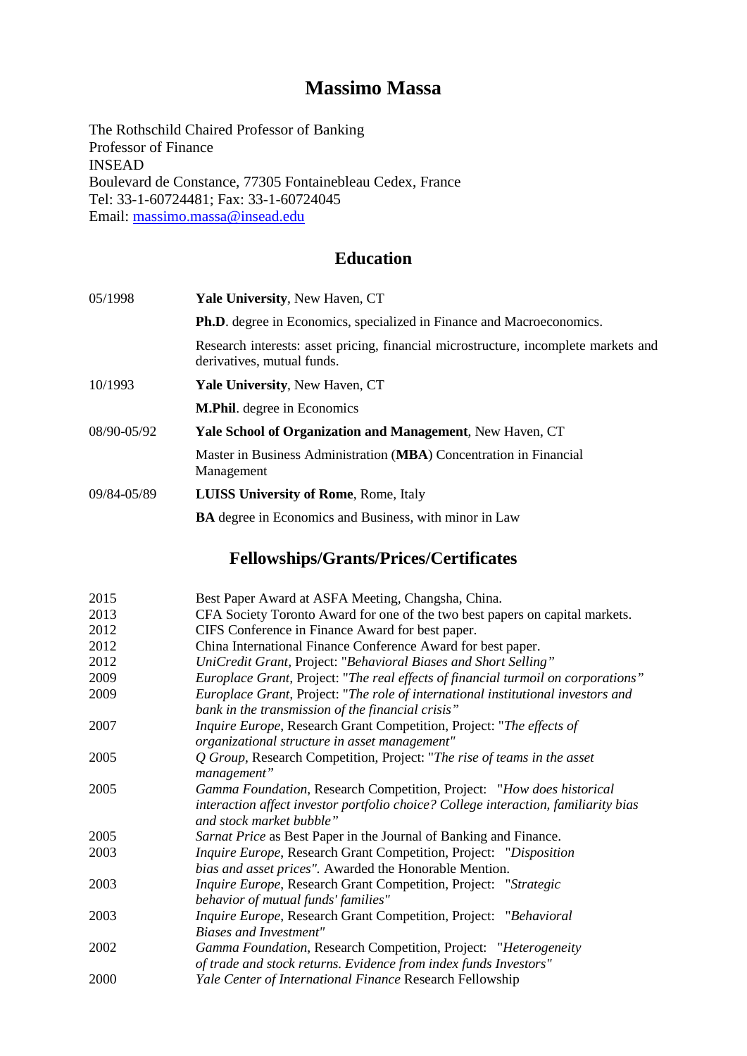# Massimo Massa

The Rothschild Chaired Professor of Banking
Professor of Finance
INSEAD
Boulevard de Constance, 77305 Fontainebleau Cedex, France
Tel: 33-1-60724481; Fax: 33-1-60724045
Email: massimo.massa@insead.edu

## Education

| | |
|---|---|
| 05/1998 | **Yale University**, New Haven, CT |
| | **Ph.D**. degree in Economics, specialized in Finance and Macroeconomics. |
| | Research interests: asset pricing, financial microstructure, incomplete markets and derivatives, mutual funds. |
| 10/1993 | **Yale University**, New Haven, CT |
| | **M.Phil**. degree in Economics |
| 08/90-05/92 | **Yale School of Organization and Management**, New Haven, CT |
| | Master in Business Administration (**MBA**) Concentration in Financial Management |
| 09/84-05/89 | **LUISS University of Rome**, Rome, Italy |
| | **BA** degree in Economics and Business, with minor in Law |

## Fellowships/Grants/Prices/Certificates

| | |
|---|---|
| 2015 | Best Paper Award at ASFA Meeting, Changsha, China. |
| 2013 | CFA Society Toronto Award for one of the two best papers on capital markets. |
| 2012 | CIFS Conference in Finance Award for best paper. |
| 2012 | China International Finance Conference Award for best paper. |
| 2012 | *UniCredit Grant*, Project: "*Behavioral Biases and Short Selling"* |
| 2009 | *Europlace Grant*, Project: "*The real effects of financial turmoil on corporations"* |
| 2009 | *Europlace Grant*, Project: "*The role of international institutional investors and bank in the transmission of the financial crisis"* |
| 2007 | *Inquire Europe*, Research Grant Competition, Project: "*The effects of organizational structure in asset management"* |
| 2005 | *Q Group*, Research Competition, Project: "*The rise of teams in the asset management"* |
| 2005 | *Gamma Foundation*, Research Competition, Project: "*How does historical interaction affect investor portfolio choice? College interaction, familiarity bias and stock market bubble"* |
| 2005 | *Sarnat Price* as Best Paper in the Journal of Banking and Finance. |
| 2003 | *Inquire Europe*, Research Grant Competition, Project: "*Disposition bias and asset prices"*. Awarded the Honorable Mention. |
| 2003 | *Inquire Europe*, Research Grant Competition, Project: "*Strategic behavior of mutual funds' families"* |
| 2003 | *Inquire Europe*, Research Grant Competition, Project: "*Behavioral Biases and Investment"* |
| 2002 | *Gamma Foundation*, Research Competition, Project: "*Heterogeneity of trade and stock returns. Evidence from index funds Investors"* |
| 2000 | *Yale Center of International Finance* Research Fellowship |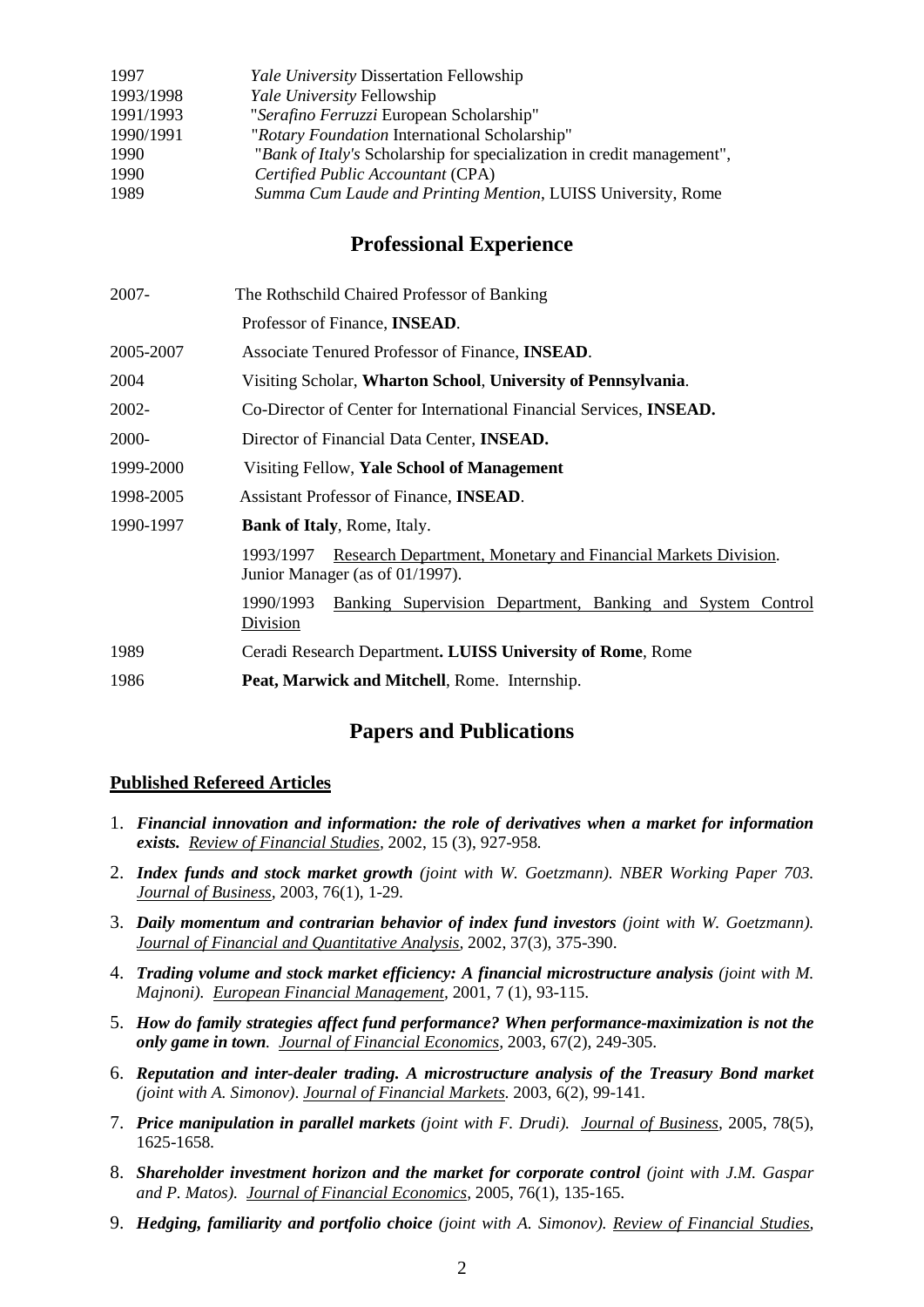| | |
|---|---|
| 1997 | *Yale University* Dissertation Fellowship |
| 1993/1998 | *Yale University* Fellowship |
| 1991/1993 | "*Serafino Ferruzzi* European Scholarship" |
| 1990/1991 | "*Rotary Foundation* International Scholarship" |
| 1990 | "*Bank of Italy's* Scholarship for specialization in credit management", |
| 1990 | *Certified Public Accountant* (CPA) |
| 1989 | *Summa Cum Laude and Printing Mention*, LUISS University, Rome |

## Professional Experience

| | |
|---|---|
| 2007- | The Rothschild Chaired Professor of Banking |
| | Professor of Finance, **INSEAD**. |
| 2005-2007 | Associate Tenured Professor of Finance, **INSEAD**. |
| 2004 | Visiting Scholar, **Wharton School**, **University of Pennsylvania**. |
| 2002- | Co-Director of Center for International Financial Services, **INSEAD.** |
| 2000- | Director of Financial Data Center, **INSEAD.** |
| 1999-2000 | Visiting Fellow, **Yale School of Management** |
| 1998-2005 | Assistant Professor of Finance, **INSEAD**. |
| 1990-1997 | **Bank of Italy**, Rome, Italy. |
| | 1993/1997 Research Department, Monetary and Financial Markets Division. Junior Manager (as of 01/1997). |
| | 1990/1993 Banking Supervision Department, Banking and System Control Division |
| 1989 | Ceradi Research Department**. LUISS University of Rome**, Rome |
| 1986 | **Peat, Marwick and Mitchell**, Rome. Internship. |

## Papers and Publications

### Published Refereed Articles

1. ***Financial innovation and information: the role of derivatives when a market for information exists.*** *Review of Financial Studies*, 2002, 15 (3), 927-958.
2. ***Index funds and stock market growth*** *(joint with W. Goetzmann). NBER Working Paper 703. Journal of Business*, 2003, 76(1), 1-29.
3. ***Daily momentum and contrarian behavior of index fund investors*** *(joint with W. Goetzmann). Journal of Financial and Quantitative Analysis*, 2002, 37(3), 375-390.
4. ***Trading volume and stock market efficiency: A financial microstructure analysis*** *(joint with M. Majnoni). European Financial Management*, 2001, 7 (1), 93-115.
5. ***How do family strategies affect fund performance? When performance-maximization is not the only game in town.*** *Journal of Financial Economics*, 2003, 67(2), 249-305.
6. ***Reputation and inter-dealer trading. A microstructure analysis of the Treasury Bond market*** *(joint with A. Simonov)*. *Journal of Financial Markets*. 2003, 6(2), 99-141.
7. ***Price manipulation in parallel markets*** *(joint with F. Drudi). Journal of Business*, 2005, 78(5), 1625-1658.
8. ***Shareholder investment horizon and the market for corporate control*** *(joint with J.M. Gaspar and P. Matos). Journal of Financial Economics*, 2005, 76(1), 135-165.
9. ***Hedging, familiarity and portfolio choice*** *(joint with A. Simonov). Review of Financial Studies*,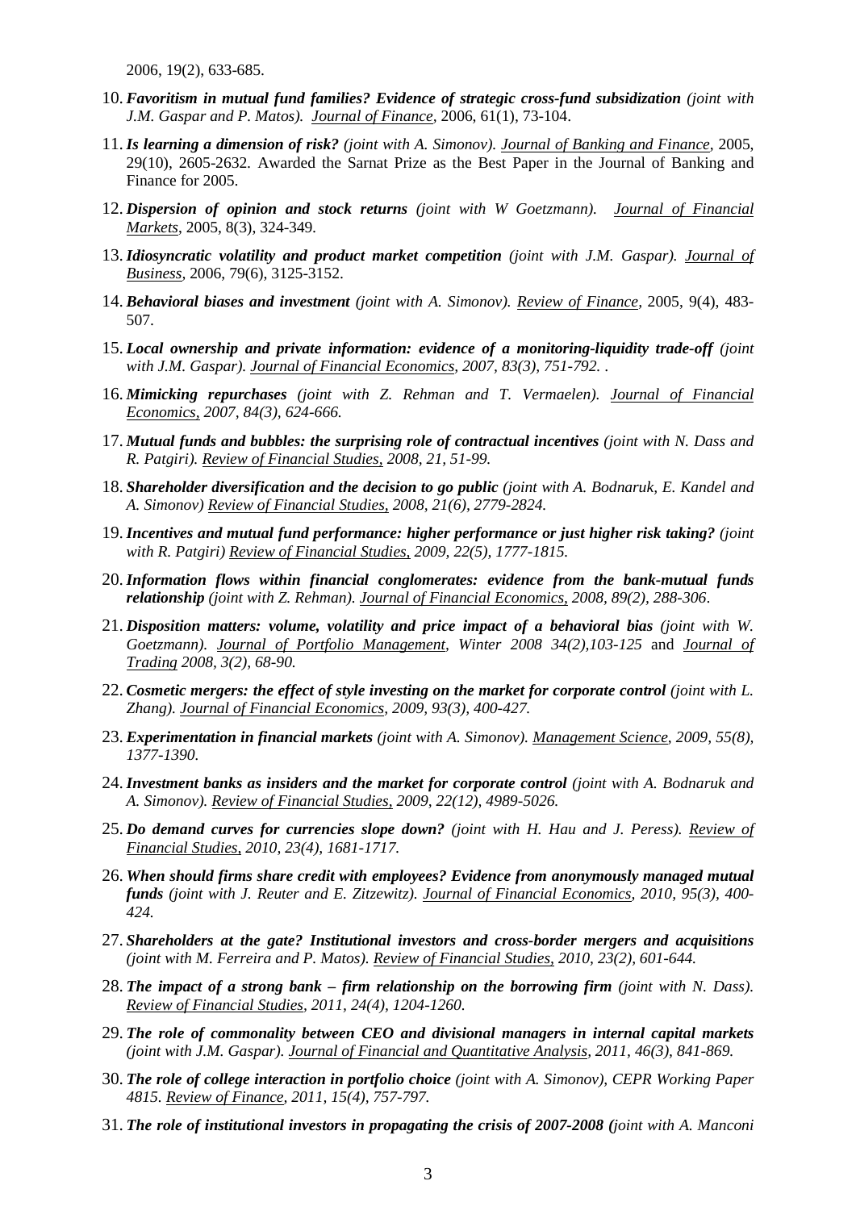2006, 19(2), 633-685.

10. ***Favoritism in mutual fund families? Evidence of strategic cross-fund subsidization*** *(joint with J.M. Gaspar and P. Matos).* Journal of Finance, 2006, 61(1), 73-104.

11. ***Is learning a dimension of risk?*** *(joint with A. Simonov).* Journal of Banking and Finance, 2005, 29(10), 2605-2632. Awarded the Sarnat Prize as the Best Paper in the Journal of Banking and Finance for 2005.

12. ***Dispersion of opinion and stock returns*** *(joint with W Goetzmann).* Journal of Financial Markets, 2005, 8(3), 324-349.

13. ***Idiosyncratic volatility and product market competition*** *(joint with J.M. Gaspar).* Journal of Business, 2006, 79(6), 3125-3152.

14. ***Behavioral biases and investment*** *(joint with A. Simonov).* Review of Finance, 2005, 9(4), 483-507.

15. ***Local ownership and private information: evidence of a monitoring-liquidity trade-off*** *(joint with J.M. Gaspar).* Journal of Financial Economics, *2007, 83(3), 751-792. .*

16. ***Mimicking repurchases*** *(joint with Z. Rehman and T. Vermaelen).* Journal of Financial Economics, *2007, 84(3), 624-666.*

17. ***Mutual funds and bubbles: the surprising role of contractual incentives*** *(joint with N. Dass and R. Patgiri).* Review of Financial Studies, *2008, 21, 51-99.*

18. ***Shareholder diversification and the decision to go public*** *(joint with A. Bodnaruk, E. Kandel and A. Simonov)* Review of Financial Studies, *2008, 21(6), 2779-2824.*

19. ***Incentives and mutual fund performance: higher performance or just higher risk taking?*** *(joint with R. Patgiri)* Review of Financial Studies, *2009, 22(5), 1777-1815.*

20. ***Information flows within financial conglomerates: evidence from the bank-mutual funds relationship*** *(joint with Z. Rehman).* Journal of Financial Economics, *2008, 89(2), 288-306.*

21. ***Disposition matters: volume, volatility and price impact of a behavioral bias*** *(joint with W. Goetzmann).* Journal of Portfolio Management, *Winter 2008 34(2),103-125* and Journal of Trading *2008, 3(2), 68-90.*

22. ***Cosmetic mergers: the effect of style investing on the market for corporate control*** *(joint with L. Zhang).* Journal of Financial Economics, *2009, 93(3), 400-427.*

23. ***Experimentation in financial markets*** *(joint with A. Simonov).* Management Science, *2009, 55(8), 1377-1390.*

24. ***Investment banks as insiders and the market for corporate control*** *(joint with A. Bodnaruk and A. Simonov).* Review of Financial Studies, *2009, 22(12), 4989-5026.*

25. ***Do demand curves for currencies slope down?*** *(joint with H. Hau and J. Peress).* Review of Financial Studies, *2010, 23(4), 1681-1717.*

26. ***When should firms share credit with employees? Evidence from anonymously managed mutual funds*** *(joint with J. Reuter and E. Zitzewitz).* Journal of Financial Economics, *2010, 95(3), 400-424.*

27. ***Shareholders at the gate? Institutional investors and cross-border mergers and acquisitions*** *(joint with M. Ferreira and P. Matos).* Review of Financial Studies, *2010, 23(2), 601-644.*

28. ***The impact of a strong bank – firm relationship on the borrowing firm*** *(joint with N. Dass).* Review of Financial Studies, *2011, 24(4), 1204-1260.*

29. ***The role of commonality between CEO and divisional managers in internal capital markets*** *(joint with J.M. Gaspar).* Journal of Financial and Quantitative Analysis, *2011, 46(3), 841-869.*

30. ***The role of college interaction in portfolio choice*** *(joint with A. Simonov), CEPR Working Paper 4815.* Review of Finance, *2011, 15(4), 757-797.*

31. ***The role of institutional investors in propagating the crisis of 2007-2008*** *(joint with A. Manconi*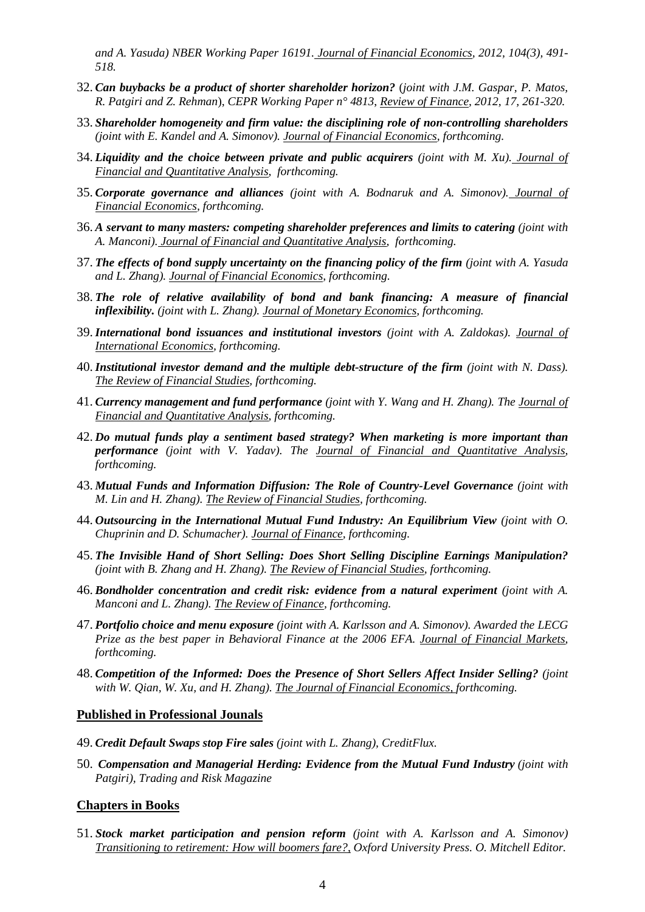*and A. Yasuda) NBER Working Paper 16191. Journal of Financial Economics, 2012, 104(3), 491-518.*

32. ***Can buybacks be a product of shorter shareholder horizon?*** *(joint with J.M. Gaspar, P. Matos, R. Patgiri and Z. Rehman), CEPR Working Paper n° 4813, Review of Finance, 2012, 17, 261-320.*

33. ***Shareholder homogeneity and firm value: the disciplining role of non-controlling shareholders*** *(joint with E. Kandel and A. Simonov). Journal of Financial Economics, forthcoming.*

34. ***Liquidity and the choice between private and public acquirers*** *(joint with M. Xu). Journal of Financial and Quantitative Analysis, forthcoming.*

35. ***Corporate governance and alliances*** *(joint with A. Bodnaruk and A. Simonov). Journal of Financial Economics, forthcoming.*

36. ***A servant to many masters: competing shareholder preferences and limits to catering*** *(joint with A. Manconi). Journal of Financial and Quantitative Analysis, forthcoming.*

37. ***The effects of bond supply uncertainty on the financing policy of the firm*** *(joint with A. Yasuda and L. Zhang). Journal of Financial Economics, forthcoming.*

38. ***The role of relative availability of bond and bank financing: A measure of financial inflexibility.*** *(joint with L. Zhang). Journal of Monetary Economics, forthcoming.*

39. ***International bond issuances and institutional investors*** *(joint with A. Zaldokas). Journal of International Economics, forthcoming.*

40. ***Institutional investor demand and the multiple debt-structure of the firm*** *(joint with N. Dass). The Review of Financial Studies, forthcoming.*

41. ***Currency management and fund performance*** *(joint with Y. Wang and H. Zhang). The Journal of Financial and Quantitative Analysis, forthcoming.*

42. ***Do mutual funds play a sentiment based strategy? When marketing is more important than performance*** *(joint with V. Yadav). The Journal of Financial and Quantitative Analysis, forthcoming.*

43. ***Mutual Funds and Information Diffusion: The Role of Country-Level Governance*** *(joint with M. Lin and H. Zhang). The Review of Financial Studies, forthcoming.*

44. ***Outsourcing in the International Mutual Fund Industry: An Equilibrium View*** *(joint with O. Chuprinin and D. Schumacher). Journal of Finance, forthcoming.*

45. ***The Invisible Hand of Short Selling: Does Short Selling Discipline Earnings Manipulation?*** *(joint with B. Zhang and H. Zhang). The Review of Financial Studies, forthcoming.*

46. ***Bondholder concentration and credit risk: evidence from a natural experiment*** *(joint with A. Manconi and L. Zhang). The Review of Finance, forthcoming.*

47. ***Portfolio choice and menu exposure*** *(joint with A. Karlsson and A. Simonov). Awarded the LECG Prize as the best paper in Behavioral Finance at the 2006 EFA. Journal of Financial Markets, forthcoming.*

48. ***Competition of the Informed: Does the Presence of Short Sellers Affect Insider Selling?*** *(joint with W. Qian, W. Xu, and H. Zhang). The Journal of Financial Economics, forthcoming.*

## Published in Professional Jounals

49. ***Credit Default Swaps stop Fire sales*** *(joint with L. Zhang), CreditFlux.*

50. ***Compensation and Managerial Herding: Evidence from the Mutual Fund Industry*** *(joint with Patgiri), Trading and Risk Magazine*

## Chapters in Books

51. ***Stock market participation and pension reform*** *(joint with A. Karlsson and A. Simonov) Transitioning to retirement: How will boomers fare?, Oxford University Press. O. Mitchell Editor.*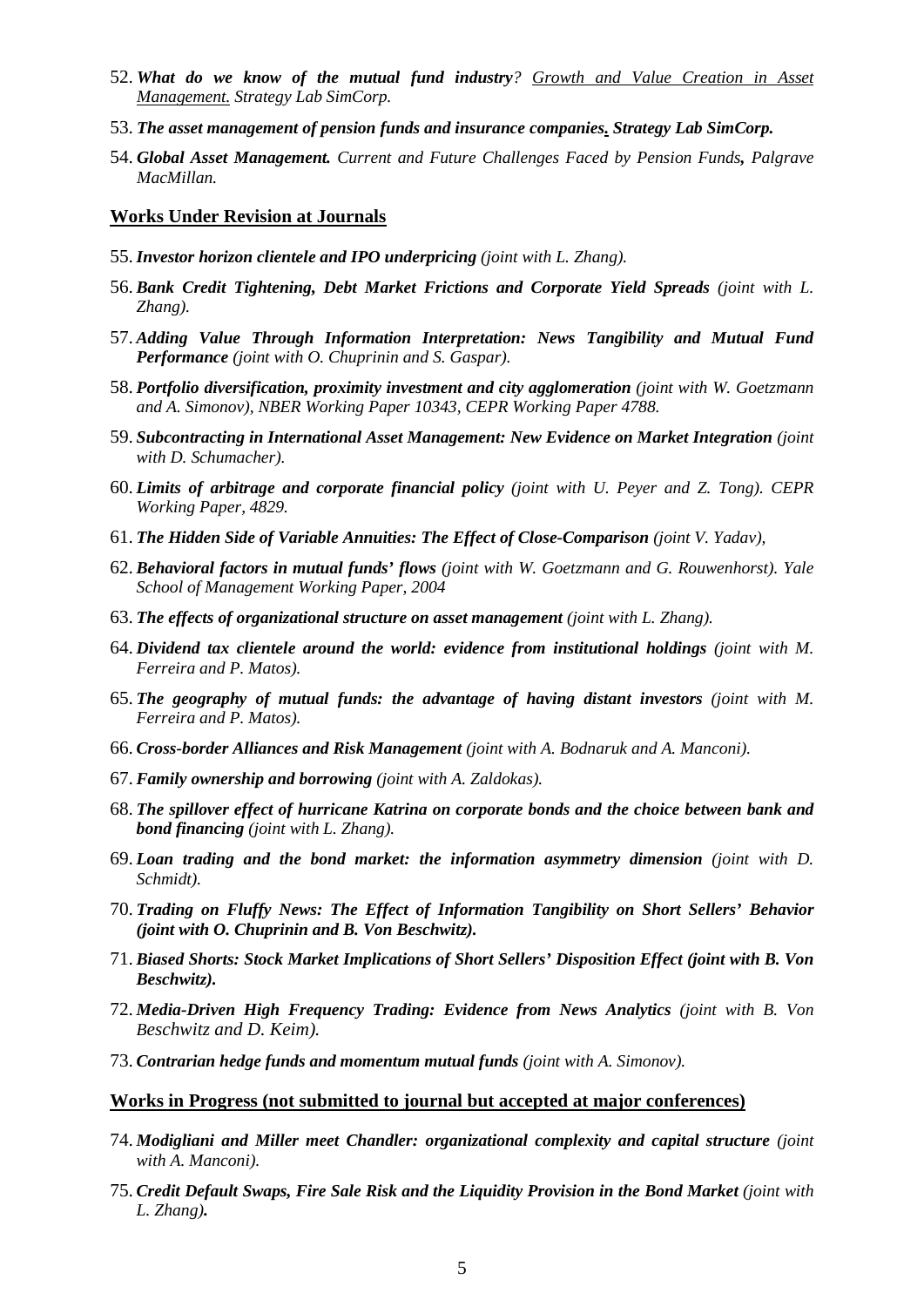52. ***What do we know of the mutual fund industry****? Growth and Value Creation in Asset Management. Strategy Lab SimCorp.*

53. ***The asset management of pension funds and insurance companies. Strategy Lab SimCorp.***

54. ***Global Asset Management.*** *Current and Future Challenges Faced by Pension Funds**,** Palgrave MacMillan.*

## Works Under Revision at Journals

55. ***Investor horizon clientele and IPO underpricing*** *(joint with L. Zhang).*

56. ***Bank Credit Tightening, Debt Market Frictions and Corporate Yield Spreads*** *(joint with L. Zhang).*

57. ***Adding Value Through Information Interpretation: News Tangibility and Mutual Fund Performance*** *(joint with O. Chuprinin and S. Gaspar).*

58. ***Portfolio diversification, proximity investment and city agglomeration*** *(joint with W. Goetzmann and A. Simonov), NBER Working Paper 10343, CEPR Working Paper 4788.*

59. ***Subcontracting in International Asset Management: New Evidence on Market Integration*** *(joint with D. Schumacher).*

60. ***Limits of arbitrage and corporate financial policy*** *(joint with U. Peyer and Z. Tong). CEPR Working Paper, 4829.*

61. ***The Hidden Side of Variable Annuities: The Effect of Close-Comparison*** *(joint V. Yadav),*

62. ***Behavioral factors in mutual funds' flows*** *(joint with W. Goetzmann and G. Rouwenhorst). Yale School of Management Working Paper, 2004*

63. ***The effects of organizational structure on asset management*** *(joint with L. Zhang).*

64. ***Dividend tax clientele around the world: evidence from institutional holdings*** *(joint with M. Ferreira and P. Matos).*

65. ***The geography of mutual funds: the advantage of having distant investors*** *(joint with M. Ferreira and P. Matos).*

66. ***Cross-border Alliances and Risk Management*** *(joint with A. Bodnaruk and A. Manconi).*

67. ***Family ownership and borrowing*** *(joint with A. Zaldokas).*

68. ***The spillover effect of hurricane Katrina on corporate bonds and the choice between bank and bond financing*** *(joint with L. Zhang).*

69. ***Loan trading and the bond market: the information asymmetry dimension*** *(joint with D. Schmidt).*

70. ***Trading on Fluffy News: The Effect of Information Tangibility on Short Sellers' Behavior (joint with O. Chuprinin and B. Von Beschwitz).***

71. ***Biased Shorts: Stock Market Implications of Short Sellers' Disposition Effect (joint with B. Von Beschwitz).***

72. ***Media-Driven High Frequency Trading: Evidence from News Analytics*** *(joint with B. Von Beschwitz and D. Keim).*

73. ***Contrarian hedge funds and momentum mutual funds*** *(joint with A. Simonov).*

## Works in Progress (not submitted to journal but accepted at major conferences)

74. ***Modigliani and Miller meet Chandler: organizational complexity and capital structure*** *(joint with A. Manconi).*

75. ***Credit Default Swaps, Fire Sale Risk and the Liquidity Provision in the Bond Market*** *(joint with L. Zhang)**.***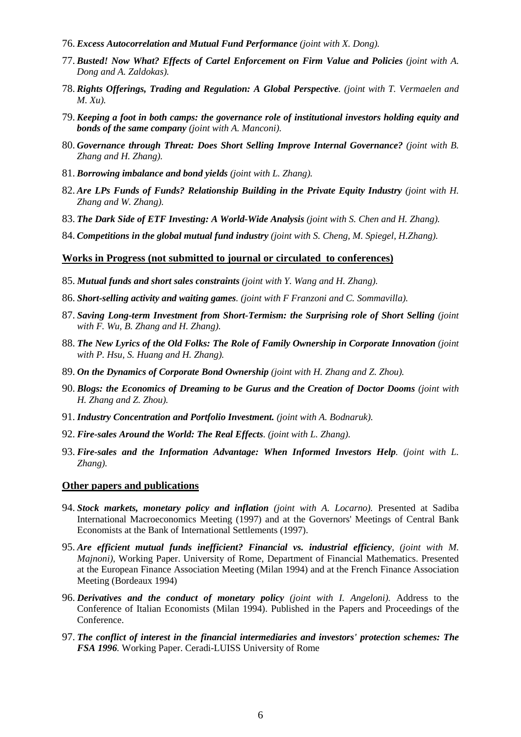76. ***Excess Autocorrelation and Mutual Fund Performance** (joint with X. Dong).*

77. ***Busted! Now What? Effects of Cartel Enforcement on Firm Value and Policies** (joint with A. Dong and A. Zaldokas).*

78. ***Rights Offerings, Trading and Regulation: A Global Perspective**. (joint with T. Vermaelen and M. Xu).*

79. ***Keeping a foot in both camps: the governance role of institutional investors holding equity and bonds of the same company** (joint with A. Manconi).*

80. ***Governance through Threat: Does Short Selling Improve Internal Governance?** (joint with B. Zhang and H. Zhang).*

81. ***Borrowing imbalance and bond yields** (joint with L. Zhang).*

82. ***Are LPs Funds of Funds? Relationship Building in the Private Equity Industry** (joint with H. Zhang and W. Zhang).*

83. ***The Dark Side of ETF Investing: A World-Wide Analysis** (joint with S. Chen and H. Zhang).*

84. ***Competitions in the global mutual fund industry** (joint with S. Cheng, M. Spiegel, H.Zhang).*

## Works in Progress (not submitted to journal or circulated to conferences)

85. ***Mutual funds and short sales constraints** (joint with Y. Wang and H. Zhang).*

86. ***Short-selling activity and waiting games**. (joint with F Franzoni and C. Sommavilla).*

87. ***Saving Long-term Investment from Short-Termism: the Surprising role of Short Selling** (joint with F. Wu, B. Zhang and H. Zhang).*

88. ***The New Lyrics of the Old Folks: The Role of Family Ownership in Corporate Innovation** (joint with P. Hsu, S. Huang and H. Zhang).*

89. ***On the Dynamics of Corporate Bond Ownership** (joint with H. Zhang and Z. Zhou).*

90. ***Blogs: the Economics of Dreaming to be Gurus and the Creation of Doctor Dooms** (joint with H. Zhang and Z. Zhou).*

91. ***Industry Concentration and Portfolio Investment.** (joint with A. Bodnaruk).*

92. ***Fire-sales Around the World: The Real Effects**. (joint with L. Zhang).*

93. ***Fire-sales and the Information Advantage: When Informed Investors Help**. (joint with L. Zhang).*

## Other papers and publications

94. ***Stock markets, monetary policy and inflation** (joint with A. Locarno).* Presented at Sadiba International Macroeconomics Meeting (1997) and at the Governors' Meetings of Central Bank Economists at the Bank of International Settlements (1997).

95. ***Are efficient mutual funds inefficient? Financial vs. industrial efficiency**, (joint with M. Majnoni),* Working Paper. University of Rome, Department of Financial Mathematics. Presented at the European Finance Association Meeting (Milan 1994) and at the French Finance Association Meeting (Bordeaux 1994)

96. ***Derivatives and the conduct of monetary policy** (joint with I. Angeloni).* Address to the Conference of Italian Economists (Milan 1994). Published in the Papers and Proceedings of the Conference.

97. ***The conflict of interest in the financial intermediaries and investors' protection schemes: The FSA 1996**.* Working Paper. Ceradi-LUISS University of Rome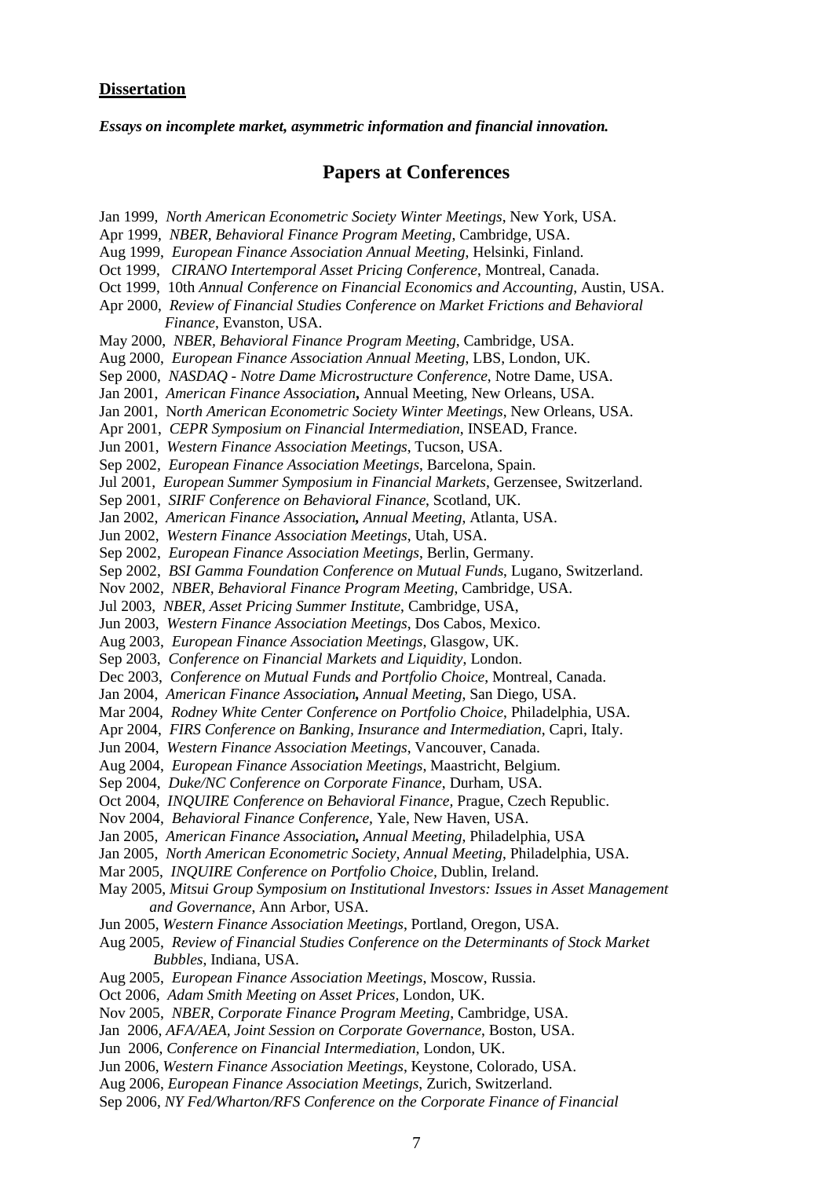**Dissertation**

***Essays on incomplete market, asymmetric information and financial innovation.***

## Papers at Conferences

Jan 1999, *North American Econometric Society Winter Meetings*, New York, USA.
Apr 1999, *NBER, Behavioral Finance Program Meeting*, Cambridge, USA.
Aug 1999, *European Finance Association Annual Meeting*, Helsinki, Finland.
Oct 1999, *CIRANO Intertemporal Asset Pricing Conference*, Montreal, Canada.
Oct 1999, 10th *Annual Conference on Financial Economics and Accounting*, Austin, USA.
Apr 2000, *Review of Financial Studies Conference on Market Frictions and Behavioral Finance*, Evanston, USA.
May 2000, *NBER, Behavioral Finance Program Meeting*, Cambridge, USA.
Aug 2000, *European Finance Association Annual Meeting*, LBS, London, UK.
Sep 2000, *NASDAQ - Notre Dame Microstructure Conference*, Notre Dame, USA.
Jan 2001, *American Finance Association***,** Annual Meeting, New Orleans, USA.
Jan 2001, N*orth American Econometric Society Winter Meetings*, New Orleans, USA.
Apr 2001, *CEPR Symposium on Financial Intermediation*, INSEAD, France.
Jun 2001, *Western Finance Association Meetings*, Tucson, USA.
Sep 2002, *European Finance Association Meetings*, Barcelona, Spain.
Jul 2001, *European Summer Symposium in Financial Markets*, Gerzensee, Switzerland.
Sep 2001, *SIRIF Conference on Behavioral Finance*, Scotland, UK.
Jan 2002, *American Finance Association**,** Annual Meeting*, Atlanta, USA.
Jun 2002, *Western Finance Association Meetings*, Utah, USA.
Sep 2002, *European Finance Association Meetings*, Berlin, Germany.
Sep 2002, *BSI Gamma Foundation Conference on Mutual Funds*, Lugano, Switzerland.
Nov 2002, *NBER, Behavioral Finance Program Meeting*, Cambridge, USA.
Jul 2003, *NBER, Asset Pricing Summer Institute*, Cambridge, USA,
Jun 2003, *Western Finance Association Meetings*, Dos Cabos, Mexico.
Aug 2003, *European Finance Association Meetings*, Glasgow, UK.
Sep 2003, *Conference on Financial Markets and Liquidity*, London.
Dec 2003, *Conference on Mutual Funds and Portfolio Choice*, Montreal, Canada.
Jan 2004, *American Finance Association**,** Annual Meeting*, San Diego, USA.
Mar 2004, *Rodney White Center Conference on Portfolio Choice*, Philadelphia, USA.
Apr 2004, *FIRS Conference on Banking, Insurance and Intermediation*, Capri, Italy.
Jun 2004, *Western Finance Association Meetings*, Vancouver, Canada.
Aug 2004, *European Finance Association Meetings*, Maastricht, Belgium.
Sep 2004, *Duke/NC Conference on Corporate Finance*, Durham, USA.
Oct 2004, *INQUIRE Conference on Behavioral Finance*, Prague, Czech Republic.
Nov 2004, *Behavioral Finance Conference*, Yale, New Haven, USA.
Jan 2005, *American Finance Association**,** Annual Meeting*, Philadelphia, USA
Jan 2005, *North American Econometric Society, Annual Meeting*, Philadelphia, USA.
Mar 2005, *INQUIRE Conference on Portfolio Choice*, Dublin, Ireland.
May 2005, *Mitsui Group Symposium on Institutional Investors: Issues in Asset Management and Governance*, Ann Arbor, USA.
Jun 2005, *Western Finance Association Meetings*, Portland, Oregon, USA.
Aug 2005, *Review of Financial Studies Conference on the Determinants of Stock Market Bubbles*, Indiana, USA.
Aug 2005, *European Finance Association Meetings*, Moscow, Russia.
Oct 2006, *Adam Smith Meeting on Asset Prices*, London, UK.
Nov 2005, *NBER, Corporate Finance Program Meeting*, Cambridge, USA.
Jan 2006, *AFA/AEA, Joint Session on Corporate Governance*, Boston, USA.
Jun 2006, *Conference on Financial Intermediation*, London, UK.
Jun 2006, *Western Finance Association Meetings*, Keystone, Colorado, USA.
Aug 2006, *European Finance Association Meetings*, Zurich, Switzerland.
Sep 2006, *NY Fed/Wharton/RFS Conference on the Corporate Finance of Financial*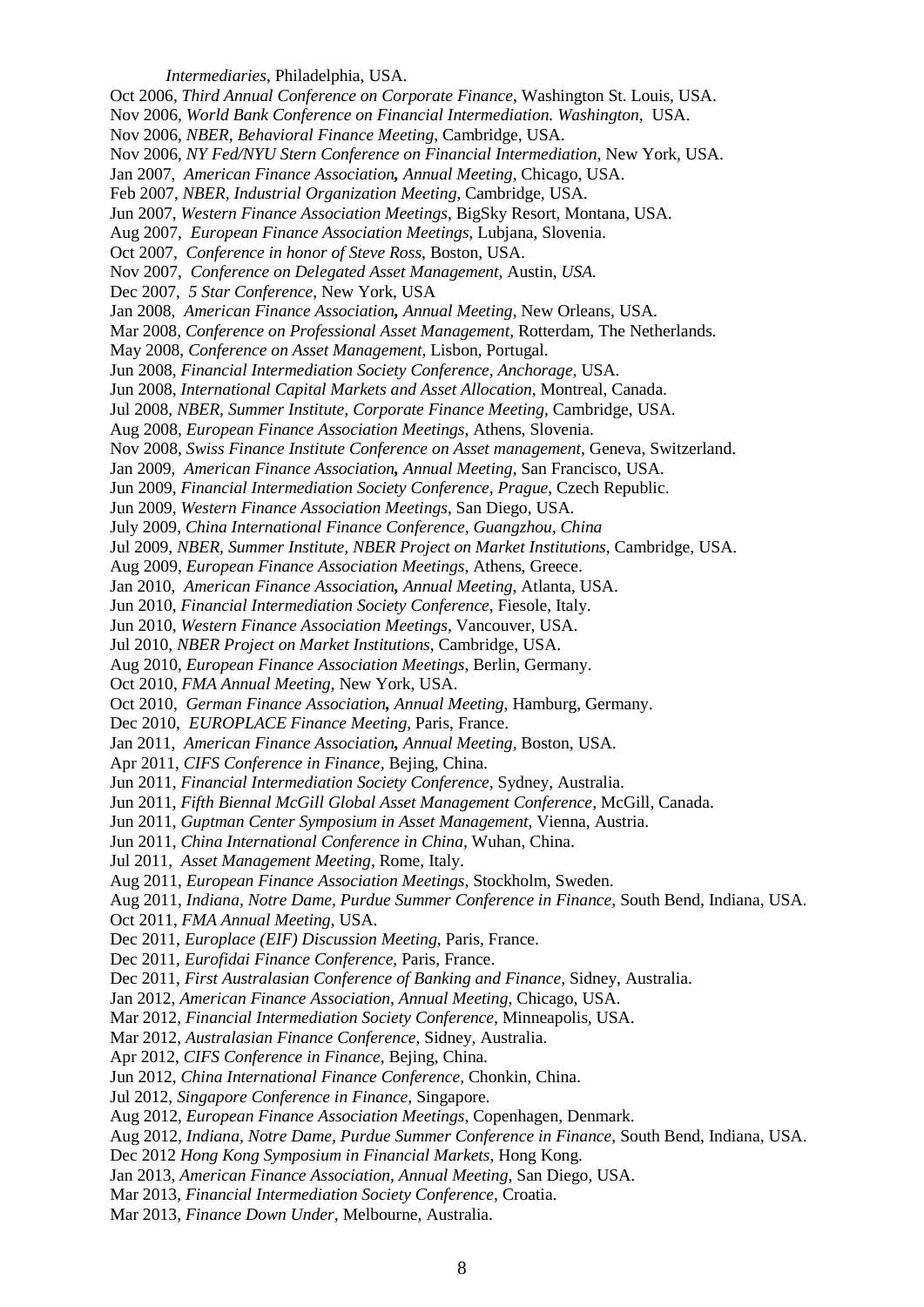*Intermediaries*, Philadelphia, USA.

Oct 2006, *Third Annual Conference on Corporate Finance*, Washington St. Louis, USA.

Nov 2006, *World Bank Conference on Financial Intermediation. Washington,* USA.

Nov 2006, *NBER, Behavioral Finance Meeting*, Cambridge, USA.

Nov 2006, *NY Fed/NYU Stern Conference on Financial Intermediation*, New York, USA.

Jan 2007, *American Finance Association, Annual Meeting*, Chicago, USA.

Feb 2007, *NBER, Industrial Organization Meeting*, Cambridge, USA.

Jun 2007, *Western Finance Association Meetings*, BigSky Resort, Montana, USA.

Aug 2007, *European Finance Association Meetings*, Lubjana, Slovenia.

Oct 2007, *Conference in honor of Steve Ross*, Boston, USA.

Nov 2007, *Conference on Delegated Asset Management*, Austin, *USA.*

Dec 2007, *5 Star Conference*, New York, USA

Jan 2008, *American Finance Association, Annual Meeting*, New Orleans, USA.

Mar 2008, *Conference on Professional Asset Management*, Rotterdam, The Netherlands.

May 2008, *Conference on Asset Management*, Lisbon, Portugal.

Jun 2008, *Financial Intermediation Society Conference, Anchorage*, USA.

Jun 2008, *International Capital Markets and Asset Allocation*, Montreal, Canada.

Jul 2008, *NBER, Summer Institute, Corporate Finance Meeting*, Cambridge, USA.

Aug 2008, *European Finance Association Meetings*, Athens, Slovenia.

Nov 2008, *Swiss Finance Institute Conference on Asset management*, Geneva, Switzerland.

Jan 2009, *American Finance Association, Annual Meeting*, San Francisco, USA.

Jun 2009, *Financial Intermediation Society Conference, Prague*, Czech Republic.

Jun 2009, *Western Finance Association Meetings*, San Diego, USA.

July 2009, *China International Finance Conference, Guangzhou, China*

Jul 2009, *NBER, Summer Institute, NBER Project on Market Institutions*, Cambridge, USA.

Aug 2009, *European Finance Association Meetings*, Athens, Greece.

Jan 2010, *American Finance Association, Annual Meeting*, Atlanta, USA.

Jun 2010, *Financial Intermediation Society Conference*, Fiesole, Italy.

Jun 2010, *Western Finance Association Meetings*, Vancouver, USA.

Jul 2010, *NBER Project on Market Institutions*, Cambridge, USA.

Aug 2010, *European Finance Association Meetings*, Berlin, Germany.

Oct 2010, *FMA Annual Meeting*, New York, USA.

Oct 2010, *German Finance Association, Annual Meeting*, Hamburg, Germany.

Dec 2010, *EUROPLACE Finance Meeting*, Paris, France.

Jan 2011, *American Finance Association, Annual Meeting*, Boston, USA.

Apr 2011, *CIFS Conference in Finance*, Bejing, China.

Jun 2011, *Financial Intermediation Society Conference*, Sydney, Australia.

Jun 2011, *Fifth Biennal McGill Global Asset Management Conference*, McGill, Canada.

Jun 2011, *Guptman Center Symposium in Asset Management*, Vienna, Austria.

Jun 2011, *China International Conference in China*, Wuhan, China.

Jul 2011, *Asset Management Meeting*, Rome, Italy.

Aug 2011, *European Finance Association Meetings*, Stockholm, Sweden.

Aug 2011, *Indiana, Notre Dame, Purdue Summer Conference in Finance*, South Bend, Indiana, USA.

Oct 2011, *FMA Annual Meeting*, USA.

Dec 2011, *Europlace (EIF) Discussion Meeting*, Paris, France.

Dec 2011, *Eurofidai Finance Conference*, Paris, France.

Dec 2011, *First Australasian Conference of Banking and Finance*, Sidney, Australia.

Jan 2012, *American Finance Association, Annual Meeting*, Chicago, USA.

Mar 2012, *Financial Intermediation Society Conference*, Minneapolis, USA.

Mar 2012, *Australasian Finance Conference*, Sidney, Australia.

Apr 2012, *CIFS Conference in Finance*, Bejing, China.

Jun 2012, *China International Finance Conference*, Chonkin, China.

Jul 2012, *Singapore Conference in Finance*, Singapore.

Aug 2012, *European Finance Association Meetings*, Copenhagen, Denmark.

Aug 2012, *Indiana, Notre Dame, Purdue Summer Conference in Finance*, South Bend, Indiana, USA.

Dec 2012 *Hong Kong Symposium in Financial Markets*, Hong Kong.

Jan 2013, *American Finance Association, Annual Meeting*, San Diego, USA.

Mar 2013, *Financial Intermediation Society Conference*, Croatia.

Mar 2013, *Finance Down Under*, Melbourne, Australia.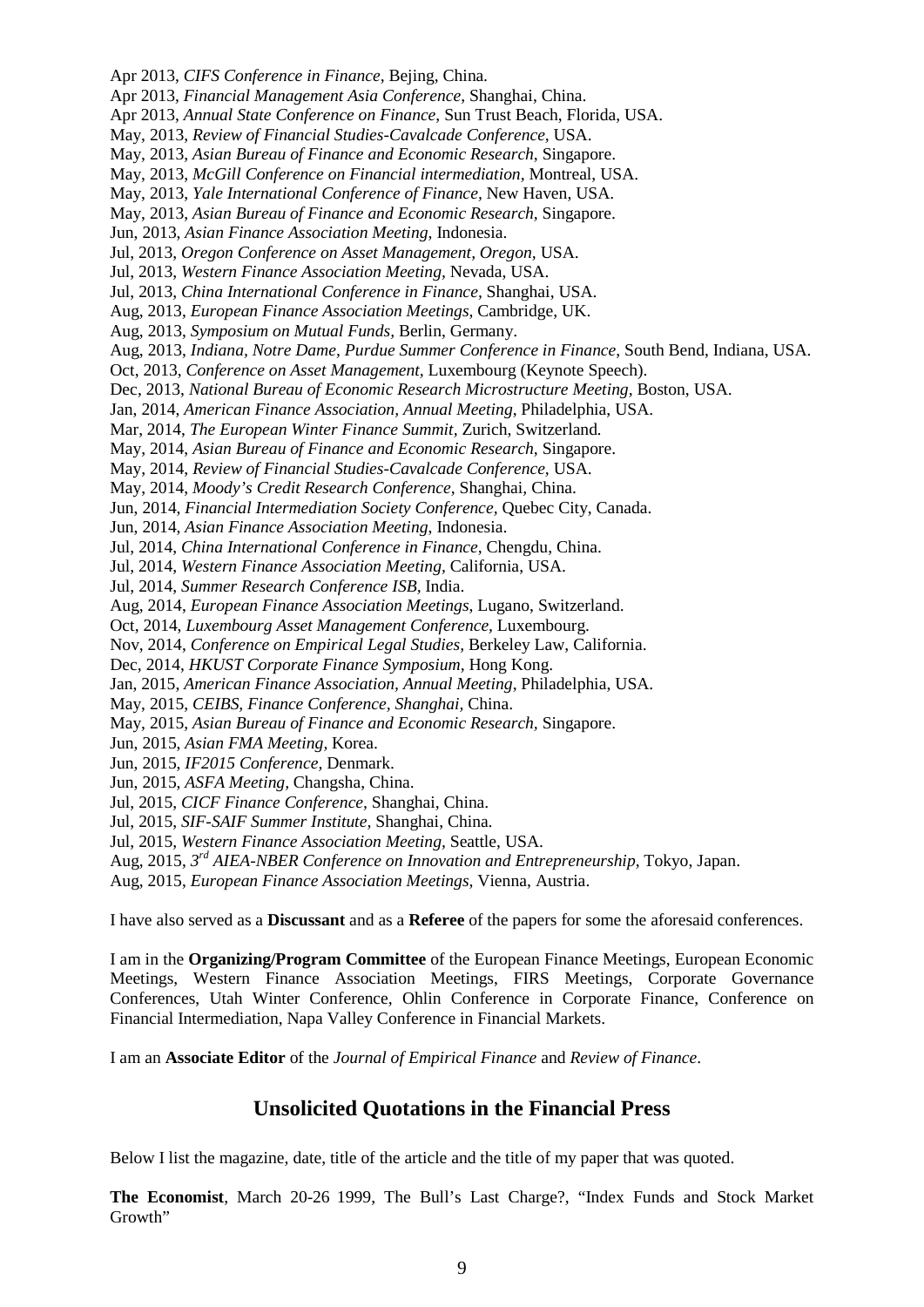Apr 2013, *CIFS Conference in Finance,* Bejing, China.
Apr 2013, *Financial Management Asia Conference*, Shanghai, China.
Apr 2013, *Annual State Conference on Finance*, Sun Trust Beach, Florida, USA.
May, 2013, *Review of Financial Studies-Cavalcade Conference,* USA.
May, 2013, *Asian Bureau of Finance and Economic Research*, Singapore.
May, 2013, *McGill Conference on Financial intermediation,* Montreal, USA.
May, 2013, *Yale International Conference of Finance*, New Haven, USA.
May, 2013, *Asian Bureau of Finance and Economic Research*, Singapore.
Jun, 2013, *Asian Finance Association Meeting*, Indonesia.
Jul, 2013, *Oregon Conference on Asset Management, Oregon*, USA.
Jul, 2013, *Western Finance Association Meeting,* Nevada, USA.
Jul, 2013, *China International Conference in Finance,* Shanghai, USA.
Aug, 2013, *European Finance Association Meetings*, Cambridge, UK.
Aug, 2013, *Symposium on Mutual Funds,* Berlin, Germany.
Aug, 2013, *Indiana, Notre Dame, Purdue Summer Conference in Finance*, South Bend, Indiana, USA.
Oct, 2013, *Conference on Asset Management,* Luxembourg (Keynote Speech).
Dec, 2013, *National Bureau of Economic Research Microstructure Meeting,* Boston, USA.
Jan, 2014, *American Finance Association, Annual Meeting*, Philadelphia, USA.
Mar, 2014, *The European Winter Finance Summit,* Zurich, Switzerland.
May, 2014, *Asian Bureau of Finance and Economic Research*, Singapore.
May, 2014, *Review of Financial Studies-Cavalcade Conference,* USA.
May, 2014, *Moody's Credit Research Conference,* Shanghai, China.
Jun, 2014, *Financial Intermediation Society Conference,* Quebec City, Canada.
Jun, 2014, *Asian Finance Association Meeting*, Indonesia.
Jul, 2014, *China International Conference in Finance,* Chengdu, China.
Jul, 2014, *Western Finance Association Meeting,* California, USA.
Jul, 2014, *Summer Research Conference ISB,* India.
Aug, 2014, *European Finance Association Meetings*, Lugano, Switzerland.
Oct, 2014, *Luxembourg Asset Management Conference*, Luxembourg.
Nov, 2014, *Conference on Empirical Legal Studies*, Berkeley Law, California.
Dec, 2014, *HKUST Corporate Finance Symposium*, Hong Kong.
Jan, 2015, *American Finance Association, Annual Meeting*, Philadelphia, USA.
May, 2015, *CEIBS, Finance Conference, Shanghai,* China.
May, 2015, *Asian Bureau of Finance and Economic Research*, Singapore.
Jun, 2015, *Asian FMA Meeting,* Korea.
Jun, 2015, *IF2015 Conference,* Denmark.
Jun, 2015, *ASFA Meeting,* Changsha, China.
Jul, 2015, *CICF Finance Conference*, Shanghai, China.
Jul, 2015, *SIF-SAIF Summer Institute,* Shanghai, China.
Jul, 2015, *Western Finance Association Meeting*, Seattle, USA.
Aug, 2015, *3rd AIEA-NBER Conference on Innovation and Entrepreneurship*, Tokyo, Japan.
Aug, 2015, *European Finance Association Meetings*, Vienna, Austria.

I have also served as a **Discussant** and as a **Referee** of the papers for some the aforesaid conferences.

I am in the **Organizing/Program Committee** of the European Finance Meetings, European Economic Meetings, Western Finance Association Meetings, FIRS Meetings, Corporate Governance Conferences, Utah Winter Conference, Ohlin Conference in Corporate Finance, Conference on Financial Intermediation, Napa Valley Conference in Financial Markets.

I am an **Associate Editor** of the *Journal of Empirical Finance* and *Review of Finance*.

## Unsolicited Quotations in the Financial Press

Below I list the magazine, date, title of the article and the title of my paper that was quoted.

**The Economist**, March 20-26 1999, The Bull's Last Charge?, "Index Funds and Stock Market Growth"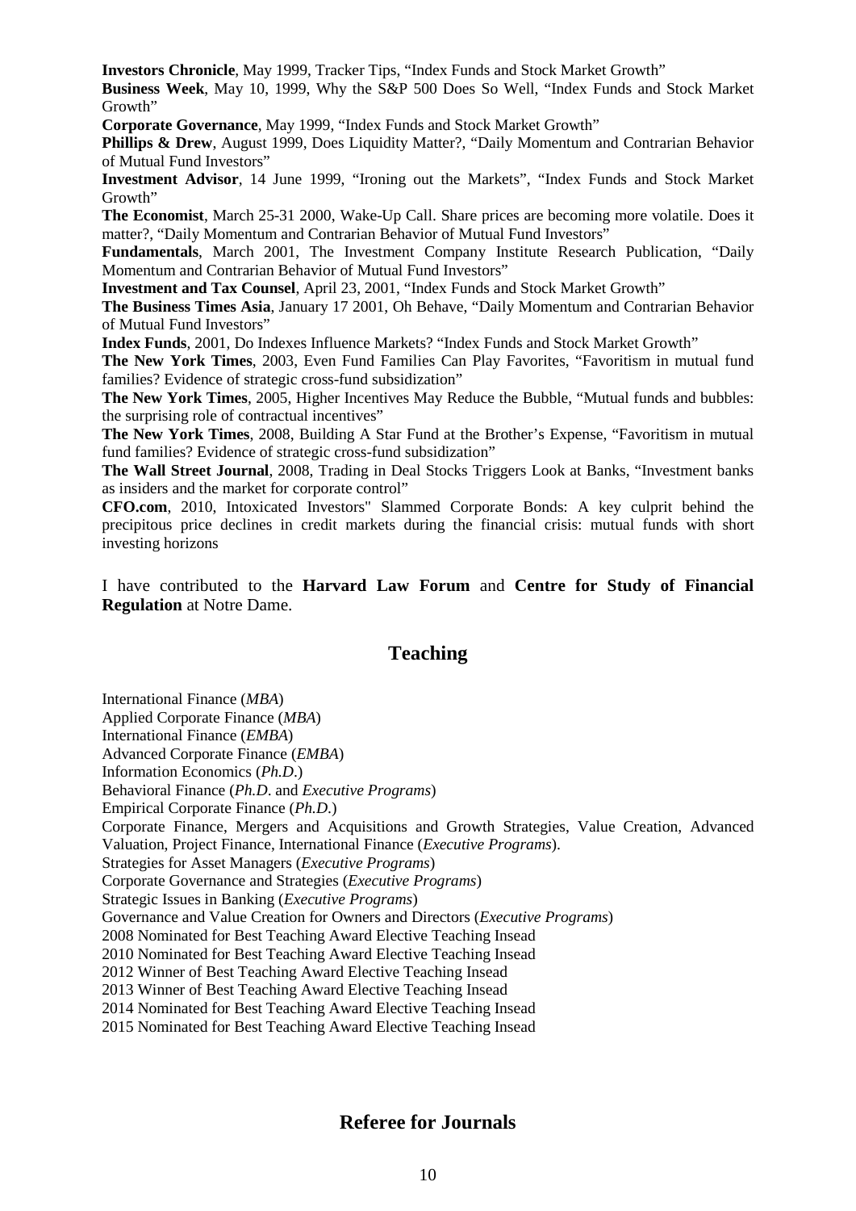**Investors Chronicle**, May 1999, Tracker Tips, "Index Funds and Stock Market Growth"

**Business Week**, May 10, 1999, Why the S&P 500 Does So Well, "Index Funds and Stock Market Growth"

**Corporate Governance**, May 1999, "Index Funds and Stock Market Growth"

**Phillips & Drew**, August 1999, Does Liquidity Matter?, "Daily Momentum and Contrarian Behavior of Mutual Fund Investors"

**Investment Advisor**, 14 June 1999, "Ironing out the Markets", "Index Funds and Stock Market Growth"

**The Economist**, March 25-31 2000, Wake-Up Call. Share prices are becoming more volatile. Does it matter?, "Daily Momentum and Contrarian Behavior of Mutual Fund Investors"

**Fundamentals**, March 2001, The Investment Company Institute Research Publication, "Daily Momentum and Contrarian Behavior of Mutual Fund Investors"

**Investment and Tax Counsel**, April 23, 2001, "Index Funds and Stock Market Growth"

**The Business Times Asia**, January 17 2001, Oh Behave, "Daily Momentum and Contrarian Behavior of Mutual Fund Investors"

**Index Funds**, 2001, Do Indexes Influence Markets? "Index Funds and Stock Market Growth"

**The New York Times**, 2003, Even Fund Families Can Play Favorites, "Favoritism in mutual fund families? Evidence of strategic cross-fund subsidization"

**The New York Times**, 2005, Higher Incentives May Reduce the Bubble, "Mutual funds and bubbles: the surprising role of contractual incentives"

**The New York Times**, 2008, Building A Star Fund at the Brother's Expense, "Favoritism in mutual fund families? Evidence of strategic cross-fund subsidization"

**The Wall Street Journal**, 2008, Trading in Deal Stocks Triggers Look at Banks, "Investment banks as insiders and the market for corporate control"

**CFO.com**, 2010, Intoxicated Investors" Slammed Corporate Bonds: A key culprit behind the precipitous price declines in credit markets during the financial crisis: mutual funds with short investing horizons

I have contributed to the **Harvard Law Forum** and **Centre for Study of Financial Regulation** at Notre Dame.

## Teaching

International Finance (*MBA*)
Applied Corporate Finance (*MBA*)
International Finance (*EMBA*)
Advanced Corporate Finance (*EMBA*)
Information Economics (*Ph.D*.)
Behavioral Finance (*Ph.D*. and *Executive Programs*)
Empirical Corporate Finance (*Ph.D*.)
Corporate Finance, Mergers and Acquisitions and Growth Strategies, Value Creation, Advanced Valuation, Project Finance, International Finance (*Executive Programs*).
Strategies for Asset Managers (*Executive Programs*)
Corporate Governance and Strategies (*Executive Programs*)
Strategic Issues in Banking (*Executive Programs*)
Governance and Value Creation for Owners and Directors (*Executive Programs*)
2008 Nominated for Best Teaching Award Elective Teaching Insead
2010 Nominated for Best Teaching Award Elective Teaching Insead
2012 Winner of Best Teaching Award Elective Teaching Insead
2013 Winner of Best Teaching Award Elective Teaching Insead
2014 Nominated for Best Teaching Award Elective Teaching Insead
2015 Nominated for Best Teaching Award Elective Teaching Insead

## Referee for Journals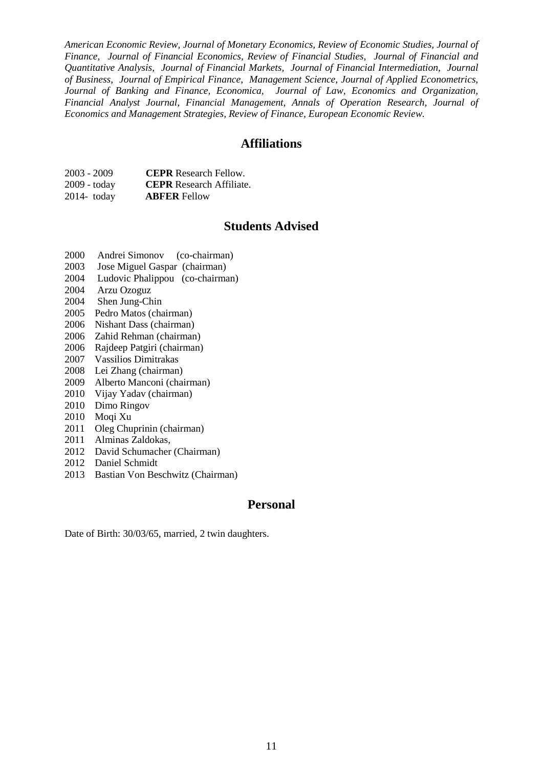*American Economic Review, Journal of Monetary Economics, Review of Economic Studies, Journal of Finance, Journal of Financial Economics, Review of Financial Studies, Journal of Financial and Quantitative Analysis, Journal of Financial Markets, Journal of Financial Intermediation, Journal of Business, Journal of Empirical Finance, Management Science, Journal of Applied Econometrics, Journal of Banking and Finance, Economica, Journal of Law, Economics and Organization, Financial Analyst Journal, Financial Management, Annals of Operation Research, Journal of Economics and Management Strategies, Review of Finance, European Economic Review.*

## Affiliations

2003 - 2009 **CEPR** Research Fellow.
2009 - today **CEPR** Research Affiliate.
2014- today **ABFER** Fellow

## Students Advised

2000 Andrei Simonov (co-chairman)
2003 Jose Miguel Gaspar (chairman)
2004 Ludovic Phalippou (co-chairman)
2004 Arzu Ozoguz
2004 Shen Jung-Chin
2005 Pedro Matos (chairman)
2006 Nishant Dass (chairman)
2006 Zahid Rehman (chairman)
2006 Rajdeep Patgiri (chairman)
2007 Vassilios Dimitrakas
2008 Lei Zhang (chairman)
2009 Alberto Manconi (chairman)
2010 Vijay Yadav (chairman)
2010 Dimo Ringov
2010 Moqi Xu
2011 Oleg Chuprinin (chairman)
2011 Alminas Zaldokas,
2012 David Schumacher (Chairman)
2012 Daniel Schmidt
2013 Bastian Von Beschwitz (Chairman)

## Personal

Date of Birth: 30/03/65, married, 2 twin daughters.